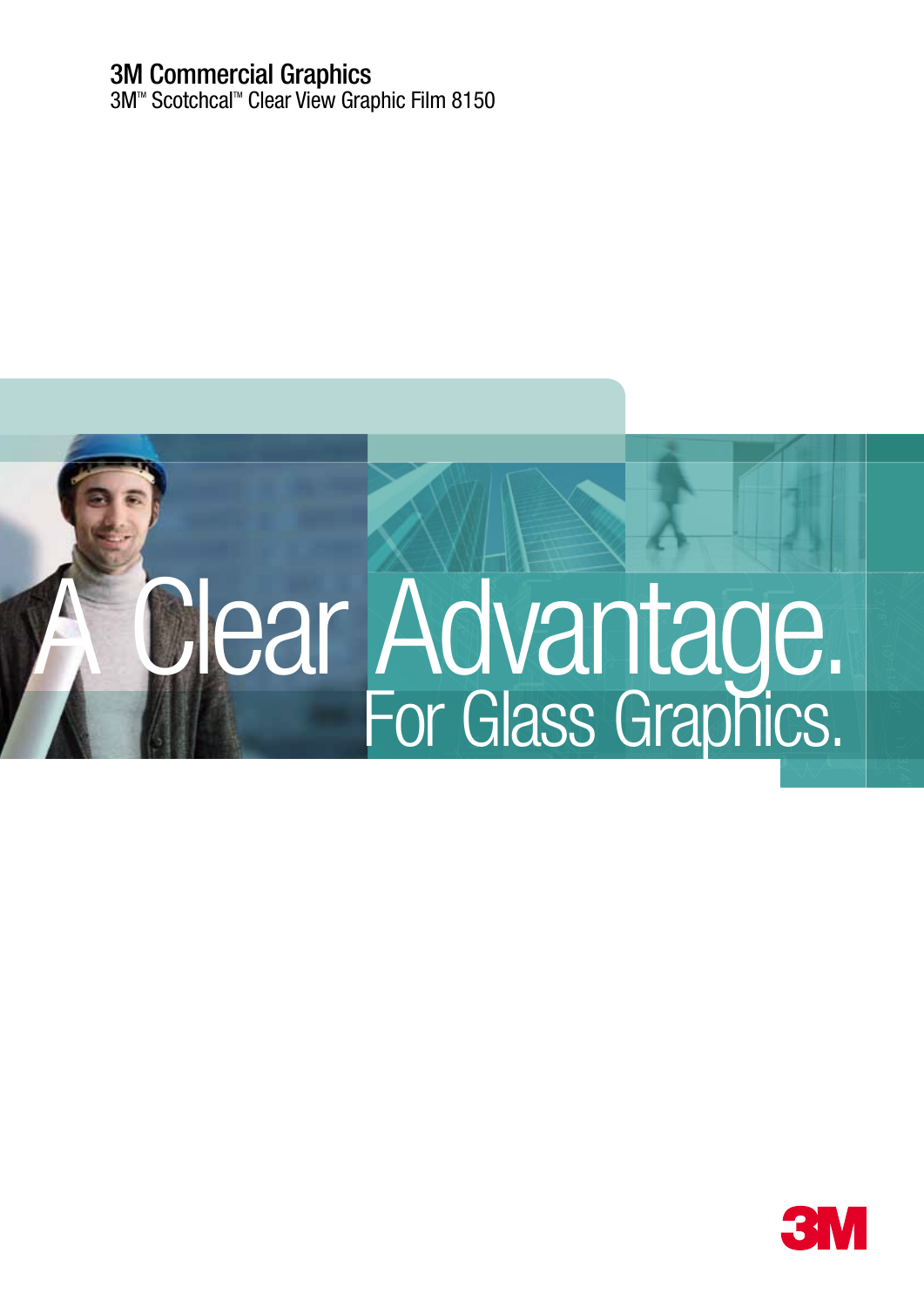**3M Commercial Graphics**
3M™ Scotchcal™ Clear View Graphic Film 8150

# A Clear Advantage.

## For Glass Graphics.

3M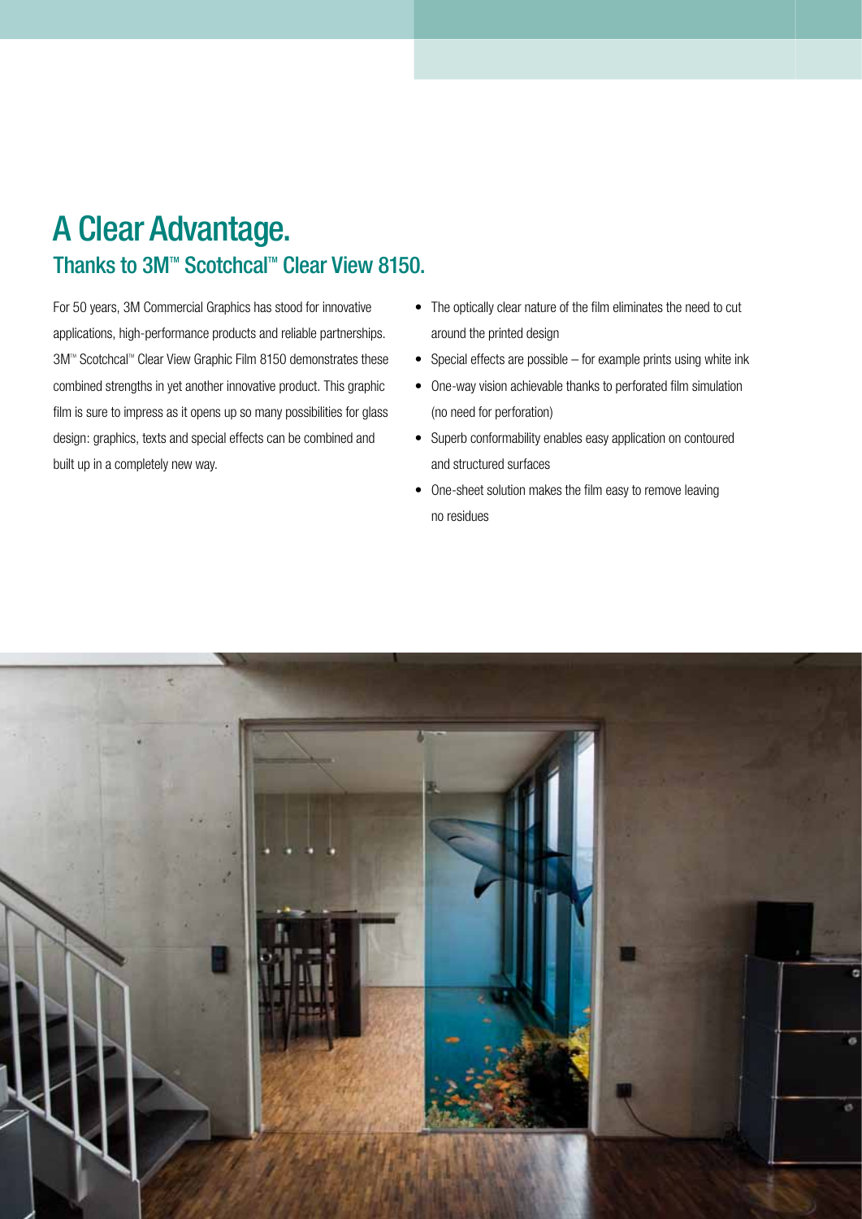# A Clear Advantage.

## Thanks to 3M™ Scotchcal™ Clear View 8150.

For 50 years, 3M Commercial Graphics has stood for innovative applications, high-performance products and reliable partnerships. 3M™ Scotchcal™ Clear View Graphic Film 8150 demonstrates these combined strengths in yet another innovative product. This graphic film is sure to impress as it opens up so many possibilities for glass design: graphics, texts and special effects can be combined and built up in a completely new way.

- The optically clear nature of the film eliminates the need to cut around the printed design
- Special effects are possible – for example prints using white ink
- One-way vision achievable thanks to perforated film simulation (no need for perforation)
- Superb conformability enables easy application on contoured and structured surfaces
- One-sheet solution makes the film easy to remove leaving no residues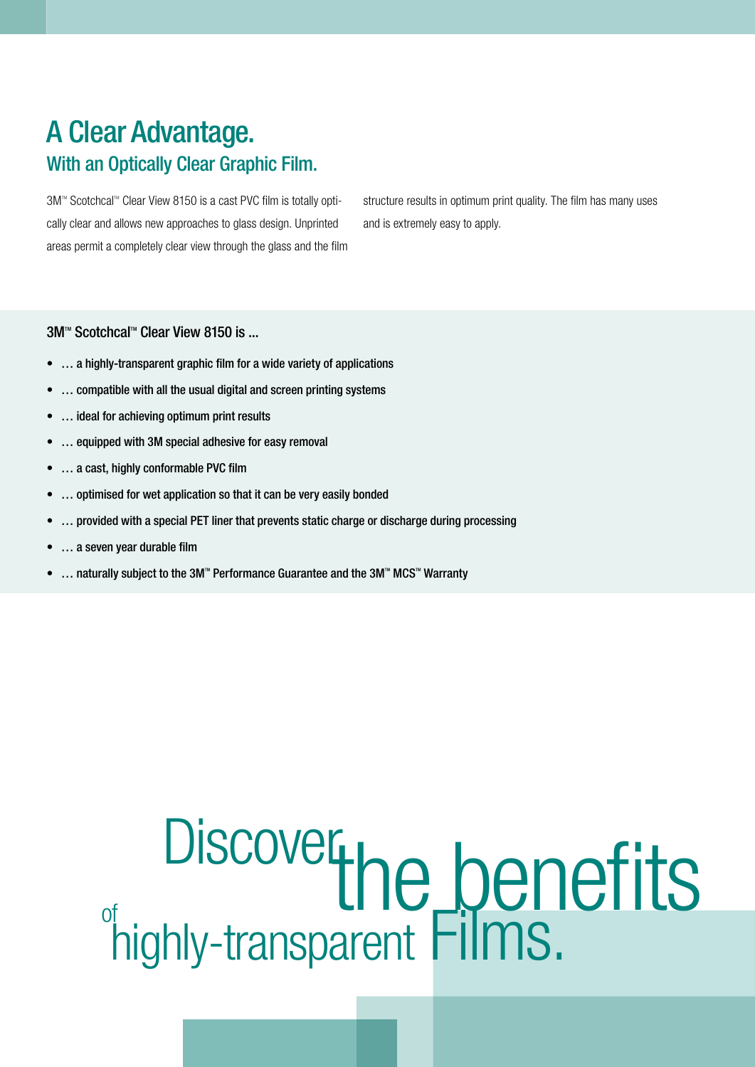# A Clear Advantage.

## With an Optically Clear Graphic Film.

3M™ Scotchcal™ Clear View 8150 is a cast PVC film is totally optically clear and allows new approaches to glass design. Unprinted areas permit a completely clear view through the glass and the film structure results in optimum print quality. The film has many uses and is extremely easy to apply.

3M™ Scotchcal™ Clear View 8150 is ...

- … a highly-transparent graphic film for a wide variety of applications
- … compatible with all the usual digital and screen printing systems
- … ideal for achieving optimum print results
- … equipped with 3M special adhesive for easy removal
- … a cast, highly conformable PVC film
- … optimised for wet application so that it can be very easily bonded
- … provided with a special PET liner that prevents static charge or discharge during processing
- … a seven year durable film
- … naturally subject to the 3M™ Performance Guarantee and the 3M™ MCS™ Warranty

Discover the benefits of highly-transparent Films.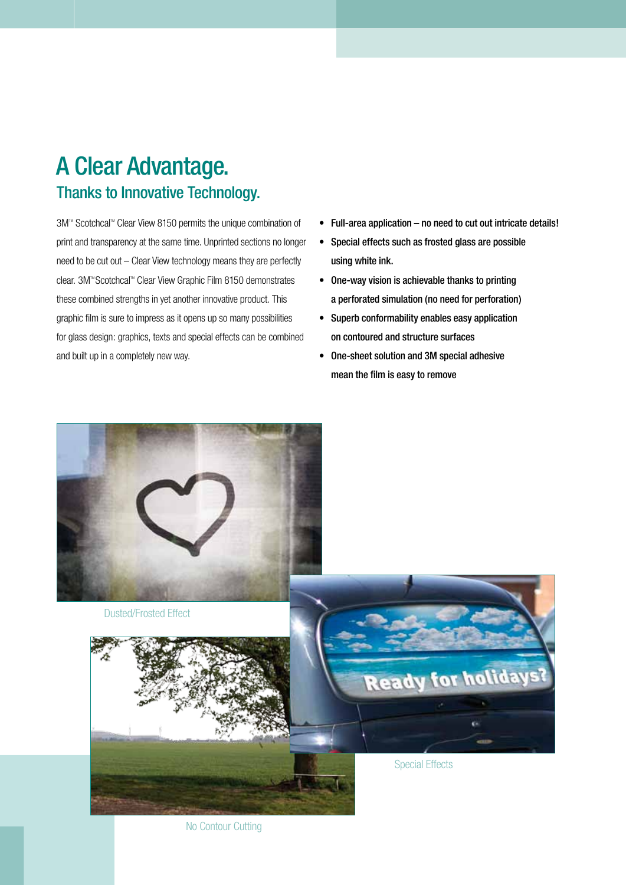# A Clear Advantage.

## Thanks to Innovative Technology.

3M™ Scotchcal™ Clear View 8150 permits the unique combination of print and transparency at the same time. Unprinted sections no longer need to be cut out – Clear View technology means they are perfectly clear. 3M™Scotchcal™ Clear View Graphic Film 8150 demonstrates these combined strengths in yet another innovative product. This graphic film is sure to impress as it opens up so many possibilities for glass design: graphics, texts and special effects can be combined and built up in a completely new way.

- **Full-area application – no need to cut out intricate details!**
- **Special effects such as frosted glass are possible using white ink.**
- **One-way vision is achievable thanks to printing a perforated simulation (no need for perforation)**
- **Superb conformability enables easy application on contoured and structure surfaces**
- **One-sheet solution and 3M special adhesive mean the film is easy to remove**

Dusted/Frosted Effect

Special Effects

No Contour Cutting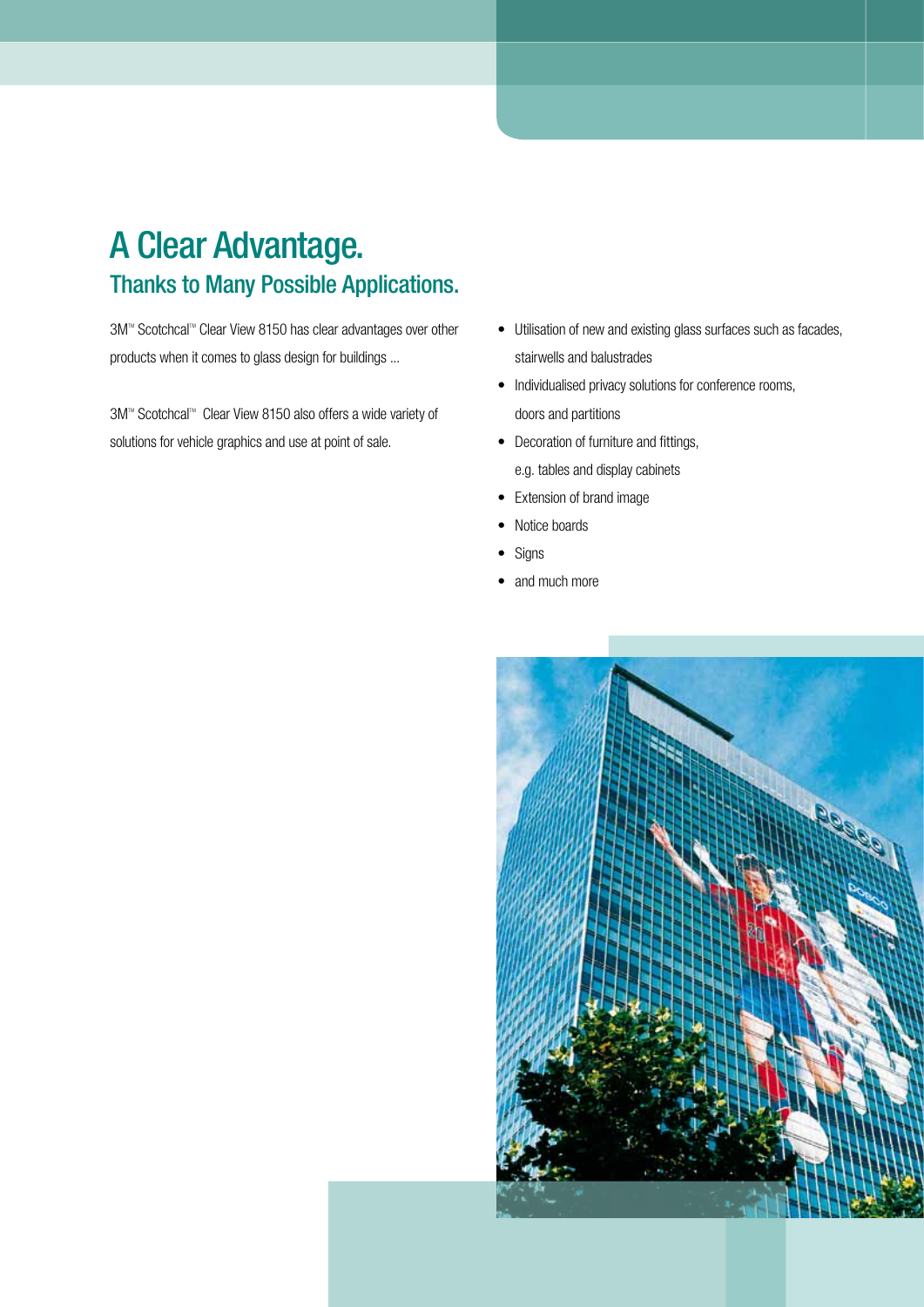# A Clear Advantage.

## Thanks to Many Possible Applications.

3M™ Scotchcal™ Clear View 8150 has clear advantages over other products when it comes to glass design for buildings ...

3M™ Scotchcal™ Clear View 8150 also offers a wide variety of solutions for vehicle graphics and use at point of sale.

- Utilisation of new and existing glass surfaces such as facades, stairwells and balustrades
- Individualised privacy solutions for conference rooms, doors and partitions
- Decoration of furniture and fittings, e.g. tables and display cabinets
- Extension of brand image
- Notice boards
- Signs
- and much more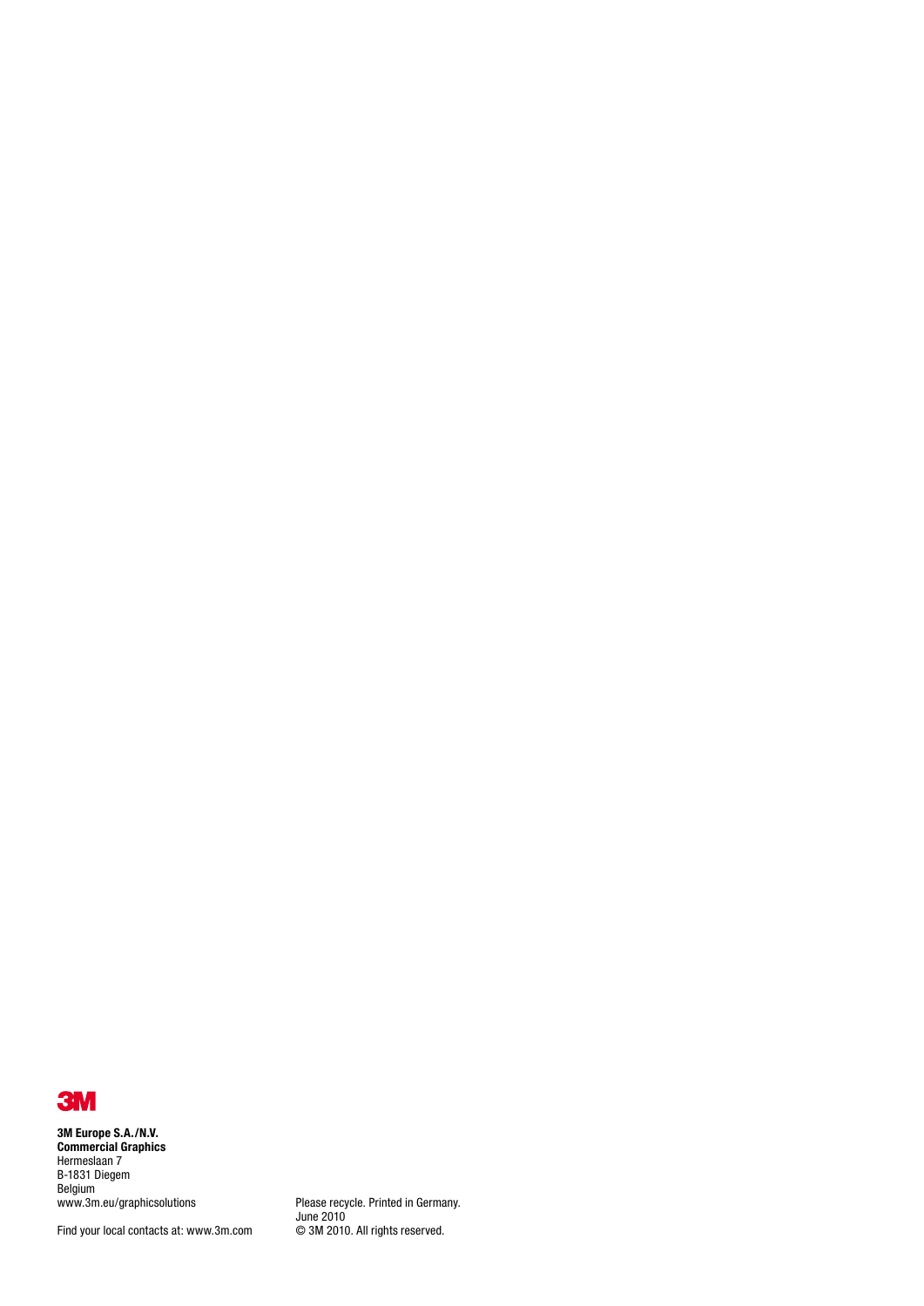3M

**3M Europe S.A./N.V.**
**Commercial Graphics**
Hermeslaan 7
B-1831 Diegem
Belgium
www.3m.eu/graphicsolutions

Find your local contacts at: www.3m.com

Please recycle. Printed in Germany.
June 2010
© 3M 2010. All rights reserved.